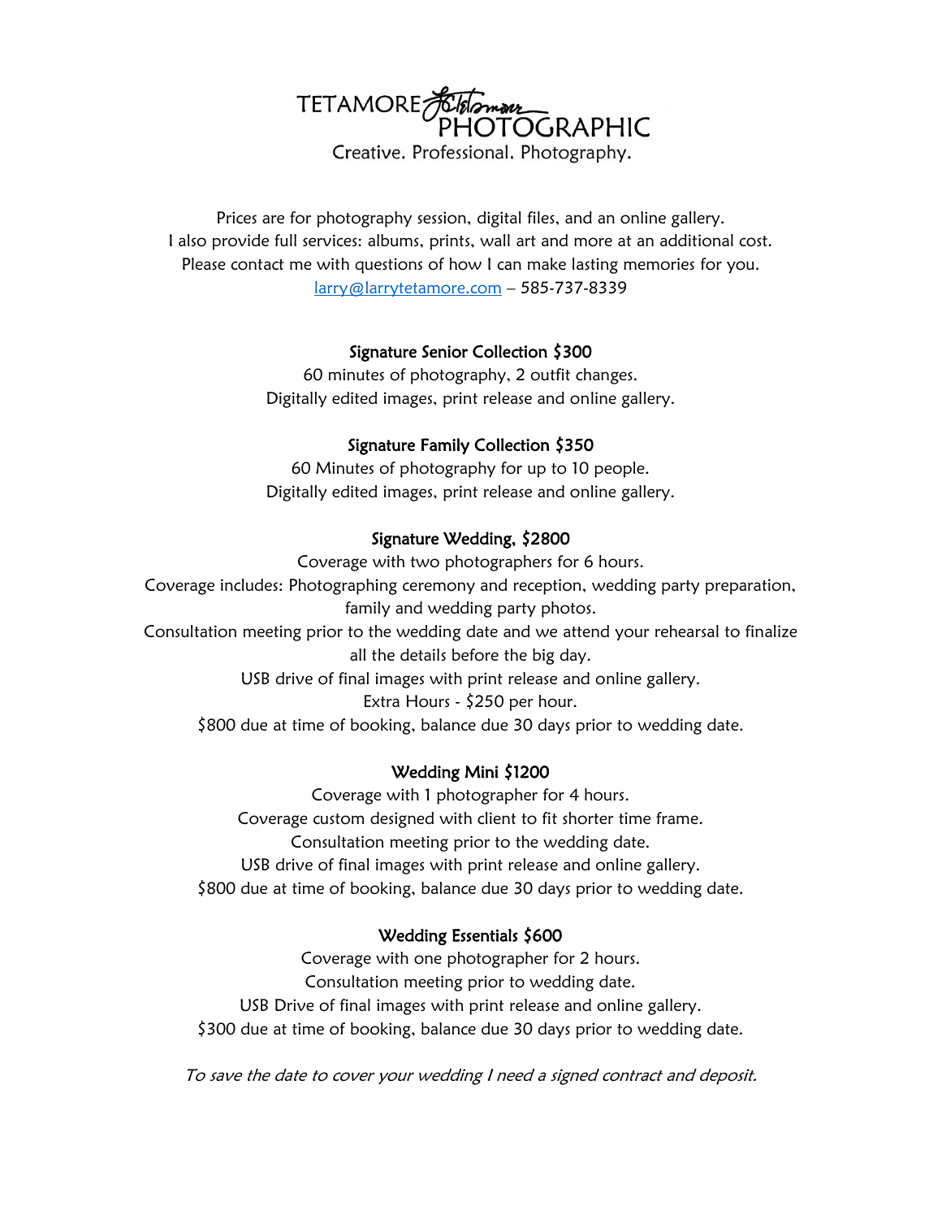# TETAMORE PHOTOGRAPHIC

Creative. Professional. Photography.

Prices are for photography session, digital files, and an online gallery.
I also provide full services: albums, prints, wall art and more at an additional cost.
Please contact me with questions of how I can make lasting memories for you.
larry@larrytetamore.com – 585-737-8339

**Signature Senior Collection $300**

60 minutes of photography, 2 outfit changes.
Digitally edited images, print release and online gallery.

**Signature Family Collection $350**

60 Minutes of photography for up to 10 people.
Digitally edited images, print release and online gallery.

**Signature Wedding, $2800**

Coverage with two photographers for 6 hours.
Coverage includes: Photographing ceremony and reception, wedding party preparation, family and wedding party photos.
Consultation meeting prior to the wedding date and we attend your rehearsal to finalize all the details before the big day.
USB drive of final images with print release and online gallery.
Extra Hours - $250 per hour.
$800 due at time of booking, balance due 30 days prior to wedding date.

**Wedding Mini $1200**

Coverage with 1 photographer for 4 hours.
Coverage custom designed with client to fit shorter time frame.
Consultation meeting prior to the wedding date.
USB drive of final images with print release and online gallery.
$800 due at time of booking, balance due 30 days prior to wedding date.

**Wedding Essentials $600**

Coverage with one photographer for 2 hours.
Consultation meeting prior to wedding date.
USB Drive of final images with print release and online gallery.
$300 due at time of booking, balance due 30 days prior to wedding date.

*To save the date to cover your wedding I need a signed contract and deposit.*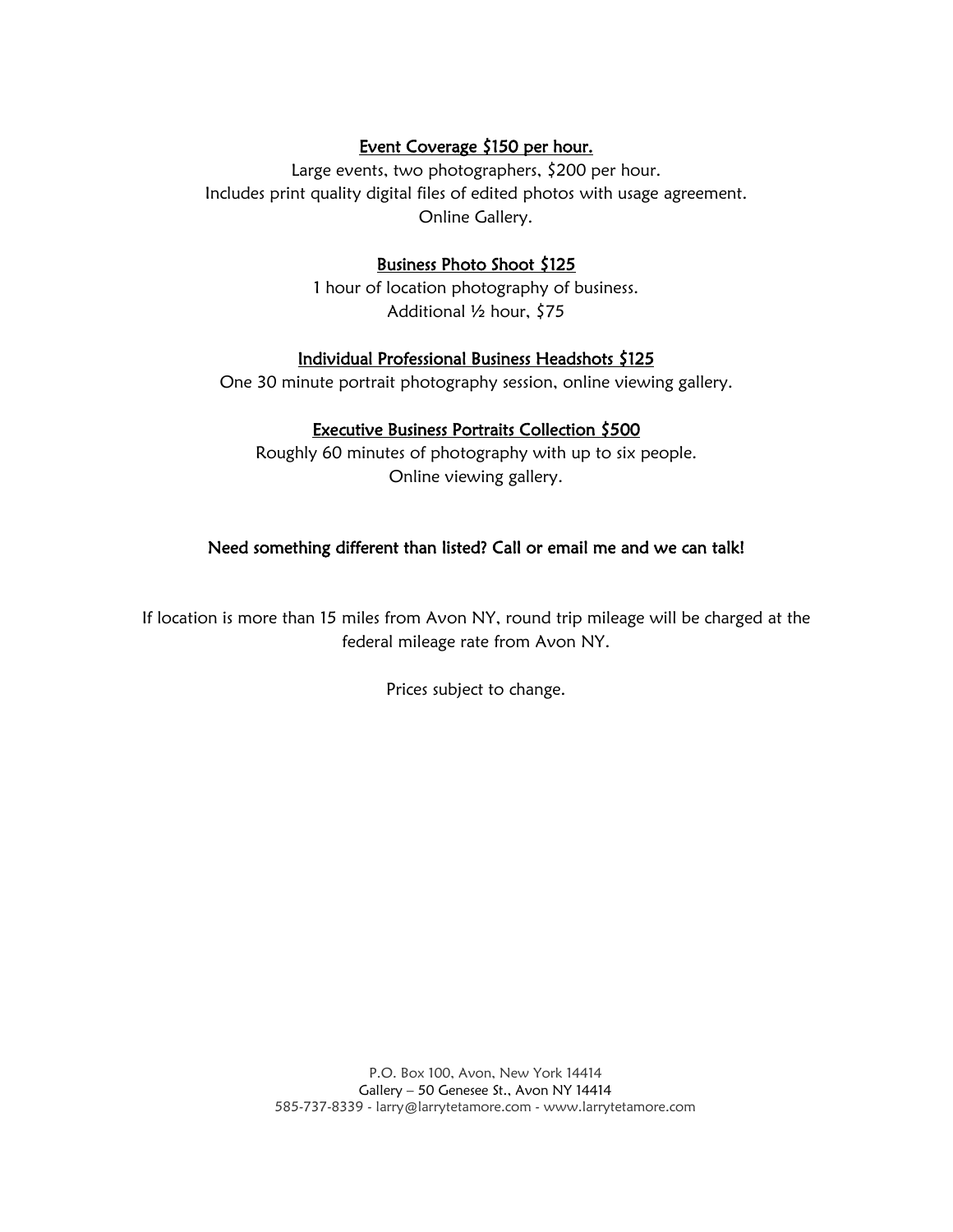**<u>Event Coverage $150 per hour.</u>**

Large events, two photographers, $200 per hour.
Includes print quality digital files of edited photos with usage agreement.
Online Gallery.

**<u>Business Photo Shoot $125</u>**

1 hour of location photography of business.
Additional ½ hour, $75

**<u>Individual Professional Business Headshots $125</u>**

One 30 minute portrait photography session, online viewing gallery.

**<u>Executive Business Portraits Collection $500</u>**

Roughly 60 minutes of photography with up to six people.
Online viewing gallery.

**Need something different than listed? Call or email me and we can talk!**

If location is more than 15 miles from Avon NY, round trip mileage will be charged at the federal mileage rate from Avon NY.

Prices subject to change.

P.O. Box 100, Avon, New York 14414
Gallery – 50 Genesee St., Avon NY 14414
585-737-8339 - larry@larrytetamore.com - www.larrytetamore.com